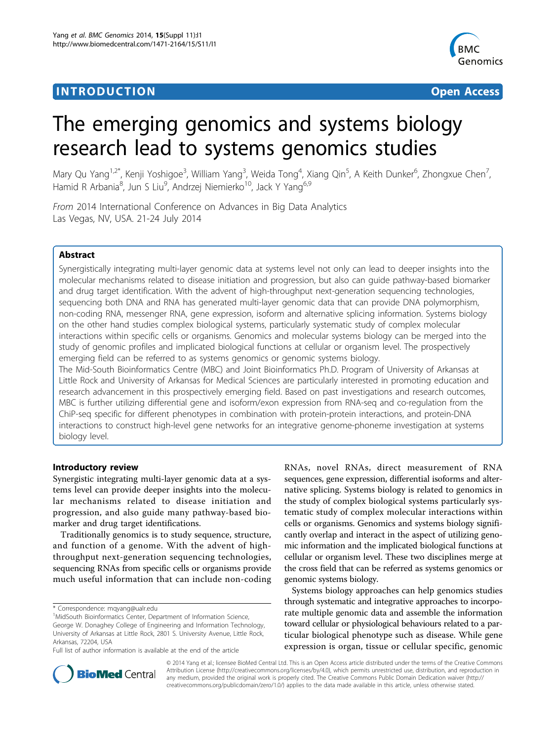INTRODUCTION Open Access

# The emerging genomics and systems biology research lead to systems genomics studies

Mary Qu Yang[1,2*], Kenji Yoshigoe[3], William Yang[3], Weida Tong[4], Xiang Qin[5], A Keith Dunker[6], Zhongxue Chen[7], Hamid R Arbania[8], Jun S Liu[9], Andrzej Niemierko[10], Jack Y Yang[6,9]

*From* 2014 International Conference on Advances in Big Data Analytics
Las Vegas, NV, USA. 21-24 July 2014

## Abstract

Synergistically integrating multi-layer genomic data at systems level not only can lead to deeper insights into the molecular mechanisms related to disease initiation and progression, but also can guide pathway-based biomarker and drug target identification. With the advent of high-throughput next-generation sequencing technologies, sequencing both DNA and RNA has generated multi-layer genomic data that can provide DNA polymorphism, non-coding RNA, messenger RNA, gene expression, isoform and alternative splicing information. Systems biology on the other hand studies complex biological systems, particularly systematic study of complex molecular interactions within specific cells or organisms. Genomics and molecular systems biology can be merged into the study of genomic profiles and implicated biological functions at cellular or organism level. The prospectively emerging field can be referred to as systems genomics or genomic systems biology.

The Mid-South Bioinformatics Centre (MBC) and Joint Bioinformatics Ph.D. Program of University of Arkansas at Little Rock and University of Arkansas for Medical Sciences are particularly interested in promoting education and research advancement in this prospectively emerging field. Based on past investigations and research outcomes, MBC is further utilizing differential gene and isoform/exon expression from RNA-seq and co-regulation from the ChiP-seq specific for different phenotypes in combination with protein-protein interactions, and protein-DNA interactions to construct high-level gene networks for an integrative genome-phoneme investigation at systems biology level.

## Introductory review

Synergistic integrating multi-layer genomic data at a systems level can provide deeper insights into the molecular mechanisms related to disease initiation and progression, and also guide many pathway-based biomarker and drug target identifications.

Traditionally genomics is to study sequence, structure, and function of a genome. With the advent of high-throughput next-generation sequencing technologies, sequencing RNAs from specific cells or organisms provide much useful information that can include non-coding RNAs, novel RNAs, direct measurement of RNA sequences, gene expression, differential isoforms and alternative splicing. Systems biology is related to genomics in the study of complex biological systems particularly systematic study of complex molecular interactions within cells or organisms. Genomics and systems biology significantly overlap and interact in the aspect of utilizing genomic information and the implicated biological functions at cellular or organism level. These two disciplines merge at the cross field that can be referred as systems genomics or genomic systems biology.

Systems biology approaches can help genomics studies through systematic and integrative approaches to incorporate multiple genomic data and assemble the information toward cellular or physiological behaviours related to a particular biological phenotype such as disease. While gene expression is organ, tissue or cellular specific, genomic

\* Correspondence: mqyang@ualr.edu
[1]MidSouth Bioinformatics Center, Department of Information Science, George W. Donaghey College of Engineering and Information Technology, University of Arkansas at Little Rock, 2801 S. University Avenue, Little Rock, Arkansas, 72204, USA
Full list of author information is available at the end of the article

© 2014 Yang et al.; licensee BioMed Central Ltd. This is an Open Access article distributed under the terms of the Creative Commons Attribution License (http://creativecommons.org/licenses/by/4.0), which permits unrestricted use, distribution, and reproduction in any medium, provided the original work is properly cited. The Creative Commons Public Domain Dedication waiver (http://creativecommons.org/publicdomain/zero/1.0/) applies to the data made available in this article, unless otherwise stated.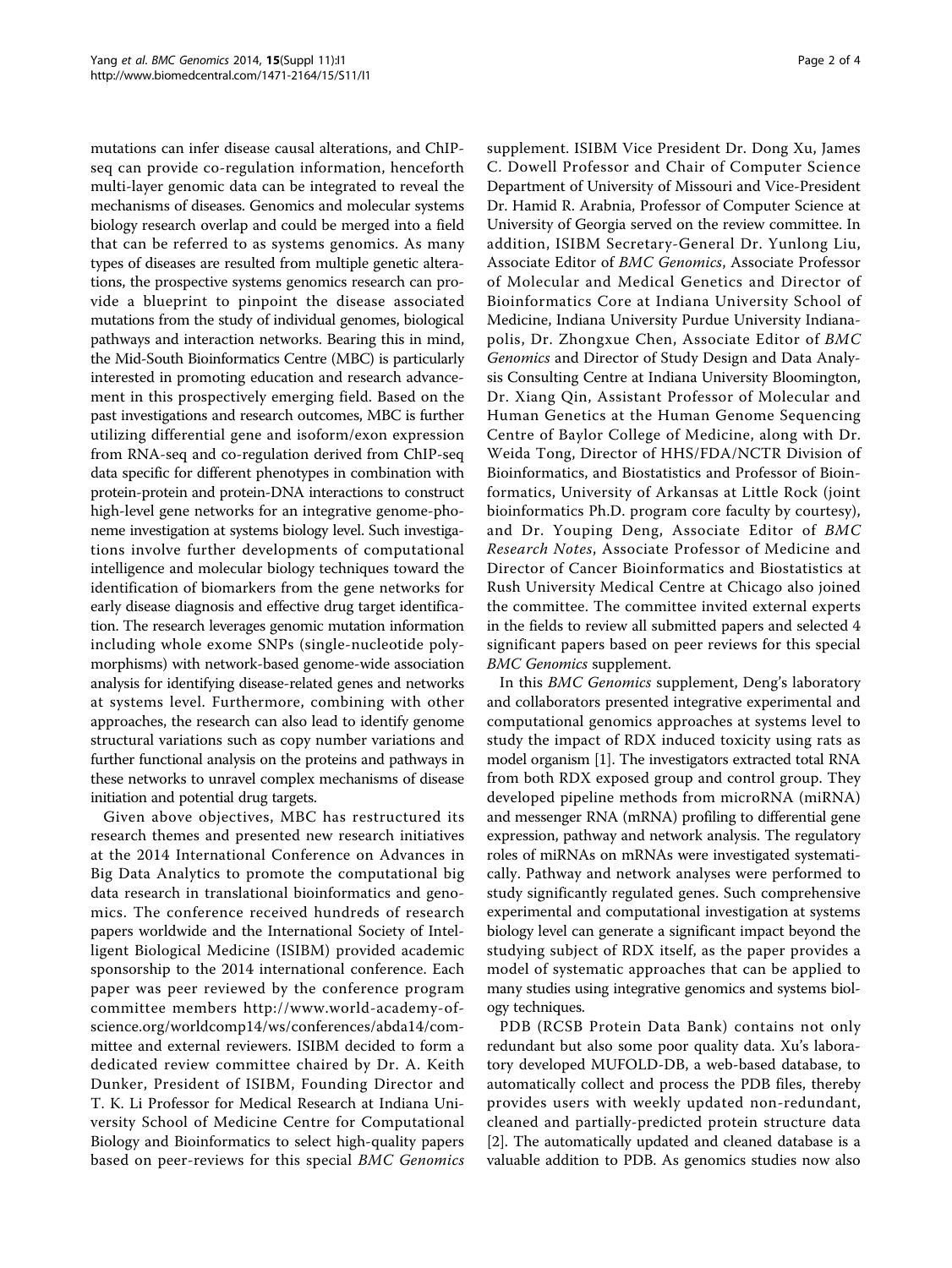mutations can infer disease causal alterations, and ChIP-seq can provide co-regulation information, henceforth multi-layer genomic data can be integrated to reveal the mechanisms of diseases. Genomics and molecular systems biology research overlap and could be merged into a field that can be referred to as systems genomics. As many types of diseases are resulted from multiple genetic alterations, the prospective systems genomics research can provide a blueprint to pinpoint the disease associated mutations from the study of individual genomes, biological pathways and interaction networks. Bearing this in mind, the Mid-South Bioinformatics Centre (MBC) is particularly interested in promoting education and research advancement in this prospectively emerging field. Based on the past investigations and research outcomes, MBC is further utilizing differential gene and isoform/exon expression from RNA-seq and co-regulation derived from ChIP-seq data specific for different phenotypes in combination with protein-protein and protein-DNA interactions to construct high-level gene networks for an integrative genome-phoneme investigation at systems biology level. Such investigations involve further developments of computational intelligence and molecular biology techniques toward the identification of biomarkers from the gene networks for early disease diagnosis and effective drug target identification. The research leverages genomic mutation information including whole exome SNPs (single-nucleotide polymorphisms) with network-based genome-wide association analysis for identifying disease-related genes and networks at systems level. Furthermore, combining with other approaches, the research can also lead to identify genome structural variations such as copy number variations and further functional analysis on the proteins and pathways in these networks to unravel complex mechanisms of disease initiation and potential drug targets.

Given above objectives, MBC has restructured its research themes and presented new research initiatives at the 2014 International Conference on Advances in Big Data Analytics to promote the computational big data research in translational bioinformatics and genomics. The conference received hundreds of research papers worldwide and the International Society of Intelligent Biological Medicine (ISIBM) provided academic sponsorship to the 2014 international conference. Each paper was peer reviewed by the conference program committee members http://www.world-academy-of-science.org/worldcomp14/ws/conferences/abda14/committee and external reviewers. ISIBM decided to form a dedicated review committee chaired by Dr. A. Keith Dunker, President of ISIBM, Founding Director and T. K. Li Professor for Medical Research at Indiana University School of Medicine Centre for Computational Biology and Bioinformatics to select high-quality papers based on peer-reviews for this special *BMC Genomics* supplement. ISIBM Vice President Dr. Dong Xu, James C. Dowell Professor and Chair of Computer Science Department of University of Missouri and Vice-President Dr. Hamid R. Arabnia, Professor of Computer Science at University of Georgia served on the review committee. In addition, ISIBM Secretary-General Dr. Yunlong Liu, Associate Editor of *BMC Genomics*, Associate Professor of Molecular and Medical Genetics and Director of Bioinformatics Core at Indiana University School of Medicine, Indiana University Purdue University Indianapolis, Dr. Zhongxue Chen, Associate Editor of *BMC Genomics* and Director of Study Design and Data Analysis Consulting Centre at Indiana University Bloomington, Dr. Xiang Qin, Assistant Professor of Molecular and Human Genetics at the Human Genome Sequencing Centre of Baylor College of Medicine, along with Dr. Weida Tong, Director of HHS/FDA/NCTR Division of Bioinformatics, and Biostatistics and Professor of Bioinformatics, University of Arkansas at Little Rock (joint bioinformatics Ph.D. program core faculty by courtesy), and Dr. Youping Deng, Associate Editor of *BMC Research Notes*, Associate Professor of Medicine and Director of Cancer Bioinformatics and Biostatistics at Rush University Medical Centre at Chicago also joined the committee. The committee invited external experts in the fields to review all submitted papers and selected 4 significant papers based on peer reviews for this special *BMC Genomics* supplement.

In this *BMC Genomics* supplement, Deng's laboratory and collaborators presented integrative experimental and computational genomics approaches at systems level to study the impact of RDX induced toxicity using rats as model organism [1]. The investigators extracted total RNA from both RDX exposed group and control group. They developed pipeline methods from microRNA (miRNA) and messenger RNA (mRNA) profiling to differential gene expression, pathway and network analysis. The regulatory roles of miRNAs on mRNAs were investigated systematically. Pathway and network analyses were performed to study significantly regulated genes. Such comprehensive experimental and computational investigation at systems biology level can generate a significant impact beyond the studying subject of RDX itself, as the paper provides a model of systematic approaches that can be applied to many studies using integrative genomics and systems biology techniques.

PDB (RCSB Protein Data Bank) contains not only redundant but also some poor quality data. Xu's laboratory developed MUFOLD-DB, a web-based database, to automatically collect and process the PDB files, thereby provides users with weekly updated non-redundant, cleaned and partially-predicted protein structure data [2]. The automatically updated and cleaned database is a valuable addition to PDB. As genomics studies now also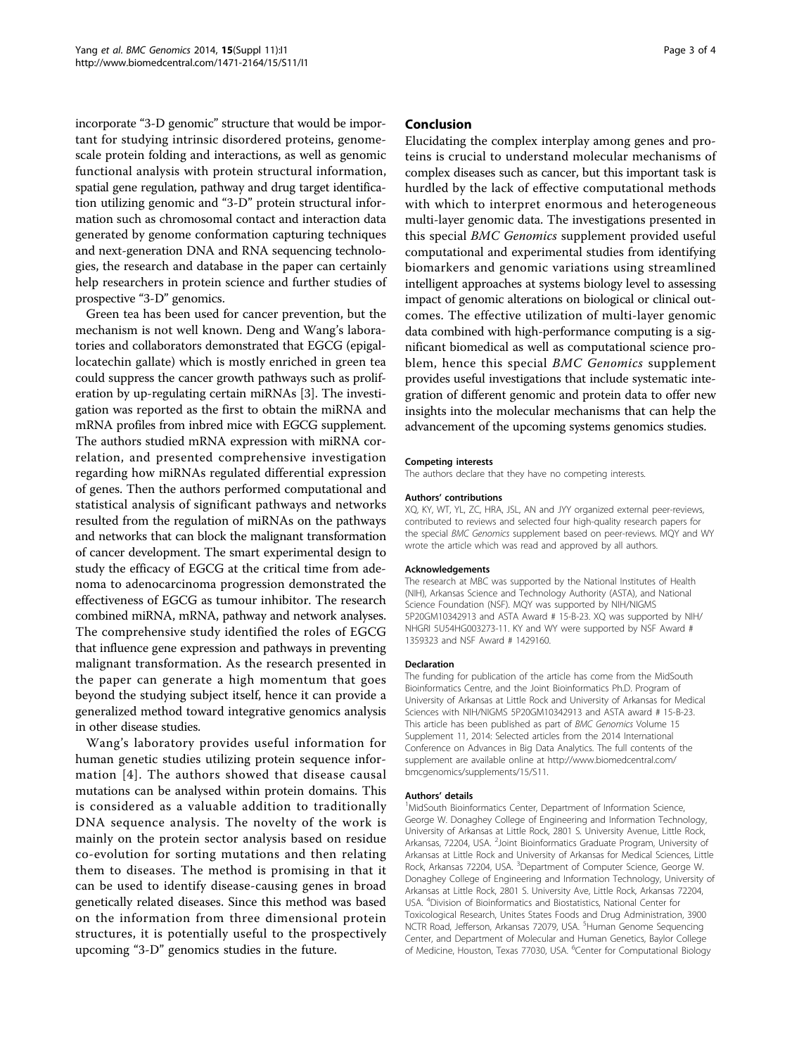incorporate "3-D genomic" structure that would be important for studying intrinsic disordered proteins, genome-scale protein folding and interactions, as well as genomic functional analysis with protein structural information, spatial gene regulation, pathway and drug target identification utilizing genomic and "3-D" protein structural information such as chromosomal contact and interaction data generated by genome conformation capturing techniques and next-generation DNA and RNA sequencing technologies, the research and database in the paper can certainly help researchers in protein science and further studies of prospective "3-D" genomics.

Green tea has been used for cancer prevention, but the mechanism is not well known. Deng and Wang's laboratories and collaborators demonstrated that EGCG (epigallocatechin gallate) which is mostly enriched in green tea could suppress the cancer growth pathways such as proliferation by up-regulating certain miRNAs [3]. The investigation was reported as the first to obtain the miRNA and mRNA profiles from inbred mice with EGCG supplement. The authors studied mRNA expression with miRNA correlation, and presented comprehensive investigation regarding how miRNAs regulated differential expression of genes. Then the authors performed computational and statistical analysis of significant pathways and networks resulted from the regulation of miRNAs on the pathways and networks that can block the malignant transformation of cancer development. The smart experimental design to study the efficacy of EGCG at the critical time from adenoma to adenocarcinoma progression demonstrated the effectiveness of EGCG as tumour inhibitor. The research combined miRNA, mRNA, pathway and network analyses. The comprehensive study identified the roles of EGCG that influence gene expression and pathways in preventing malignant transformation. As the research presented in the paper can generate a high momentum that goes beyond the studying subject itself, hence it can provide a generalized method toward integrative genomics analysis in other disease studies.

Wang's laboratory provides useful information for human genetic studies utilizing protein sequence information [4]. The authors showed that disease causal mutations can be analysed within protein domains. This is considered as a valuable addition to traditionally DNA sequence analysis. The novelty of the work is mainly on the protein sector analysis based on residue co-evolution for sorting mutations and then relating them to diseases. The method is promising in that it can be used to identify disease-causing genes in broad genetically related diseases. Since this method was based on the information from three dimensional protein structures, it is potentially useful to the prospectively upcoming "3-D" genomics studies in the future.

## Conclusion

Elucidating the complex interplay among genes and proteins is crucial to understand molecular mechanisms of complex diseases such as cancer, but this important task is hurdled by the lack of effective computational methods with which to interpret enormous and heterogeneous multi-layer genomic data. The investigations presented in this special *BMC Genomics* supplement provided useful computational and experimental studies from identifying biomarkers and genomic variations using streamlined intelligent approaches at systems biology level to assessing impact of genomic alterations on biological or clinical outcomes. The effective utilization of multi-layer genomic data combined with high-performance computing is a significant biomedical as well as computational science problem, hence this special *BMC Genomics* supplement provides useful investigations that include systematic integration of different genomic and protein data to offer new insights into the molecular mechanisms that can help the advancement of the upcoming systems genomics studies.

#### Competing interests

The authors declare that they have no competing interests.

#### Authors' contributions

XQ, KY, WT, YL, ZC, HRA, JSL, AN and JYY organized external peer-reviews, contributed to reviews and selected four high-quality research papers for the special *BMC Genomics* supplement based on peer-reviews. MQY and WY wrote the article which was read and approved by all authors.

#### Acknowledgements

The research at MBC was supported by the National Institutes of Health (NIH), Arkansas Science and Technology Authority (ASTA), and National Science Foundation (NSF). MQY was supported by NIH/NIGMS 5P20GM10342913 and ASTA Award # 15-B-23. XQ was supported by NIH/NHGRI 5U54HG003273-11. KY and WY were supported by NSF Award # 1359323 and NSF Award # 1429160.

#### Declaration

The funding for publication of the article has come from the MidSouth Bioinformatics Centre, and the Joint Bioinformatics Ph.D. Program of University of Arkansas at Little Rock and University of Arkansas for Medical Sciences with NIH/NIGMS 5P20GM10342913 and ASTA award # 15-B-23. This article has been published as part of *BMC Genomics* Volume 15 Supplement 11, 2014: Selected articles from the 2014 International Conference on Advances in Big Data Analytics. The full contents of the supplement are available online at http://www.biomedcentral.com/bmcgenomics/supplements/15/S11.

#### Authors' details

[1]MidSouth Bioinformatics Center, Department of Information Science, George W. Donaghey College of Engineering and Information Technology, University of Arkansas at Little Rock, 2801 S. University Avenue, Little Rock, Arkansas, 72204, USA. [2]Joint Bioinformatics Graduate Program, University of Arkansas at Little Rock and University of Arkansas for Medical Sciences, Little Rock, Arkansas 72204, USA. [3]Department of Computer Science, George W. Donaghey College of Engineering and Information Technology, University of Arkansas at Little Rock, 2801 S. University Ave, Little Rock, Arkansas 72204, USA. [4]Division of Bioinformatics and Biostatistics, National Center for Toxicological Research, Unites States Foods and Drug Administration, 3900 NCTR Road, Jefferson, Arkansas 72079, USA. [5]Human Genome Sequencing Center, and Department of Molecular and Human Genetics, Baylor College of Medicine, Houston, Texas 77030, USA. [6]Center for Computational Biology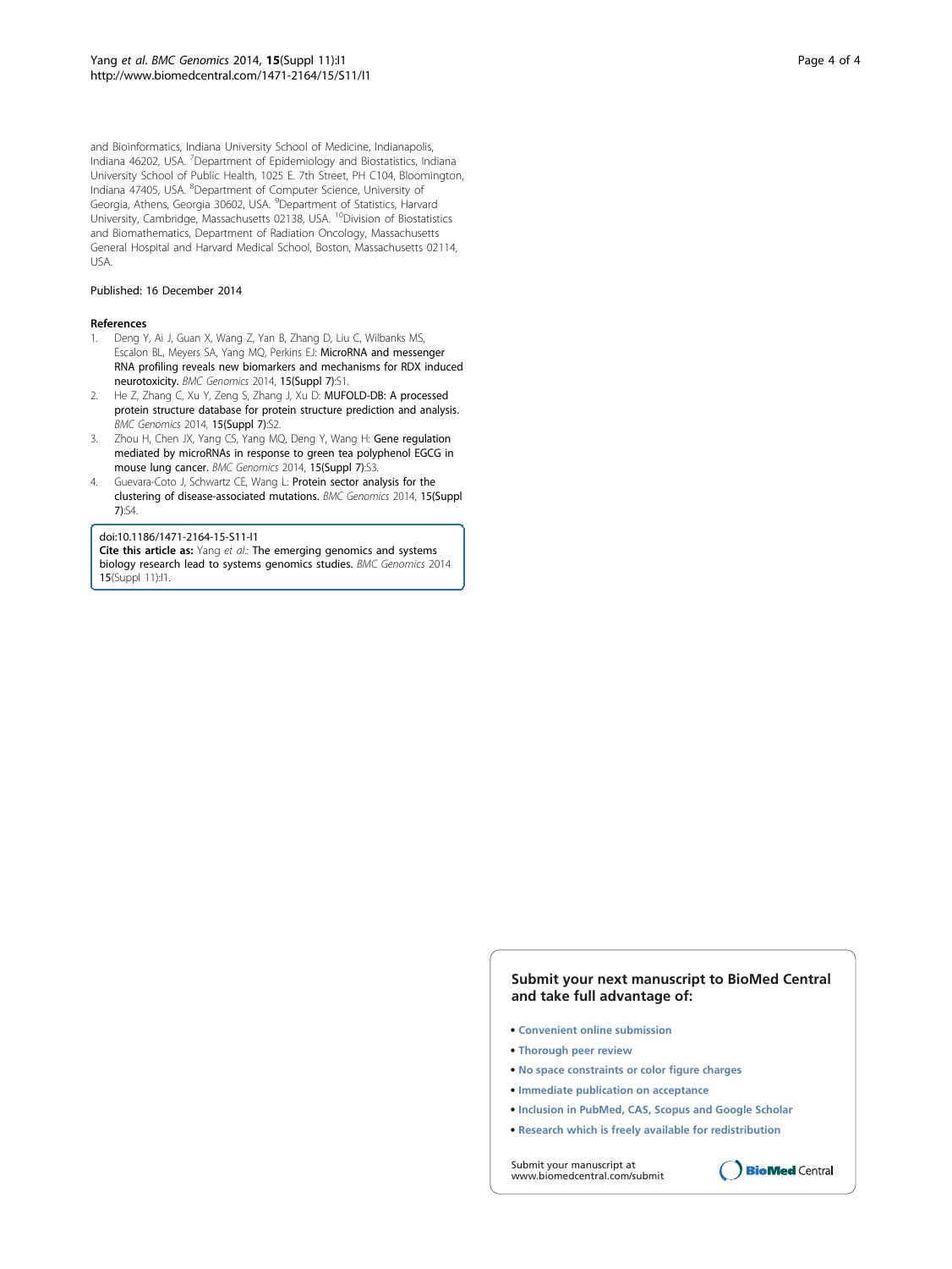and Bioinformatics, Indiana University School of Medicine, Indianapolis, Indiana 46202, USA. [7]Department of Epidemiology and Biostatistics, Indiana University School of Public Health, 1025 E. 7th Street, PH C104, Bloomington, Indiana 47405, USA. [8]Department of Computer Science, University of Georgia, Athens, Georgia 30602, USA. [9]Department of Statistics, Harvard University, Cambridge, Massachusetts 02138, USA. [10]Division of Biostatistics and Biomathematics, Department of Radiation Oncology, Massachusetts General Hospital and Harvard Medical School, Boston, Massachusetts 02114, USA.

Published: 16 December 2014

## References

1. Deng Y, Ai J, Guan X, Wang Z, Yan B, Zhang D, Liu C, Wilbanks MS, Escalon BL, Meyers SA, Yang MQ, Perkins EJ: **MicroRNA and messenger RNA profiling reveals new biomarkers and mechanisms for RDX induced neurotoxicity.** *BMC Genomics* 2014, **15(Suppl 7)**:S1.
2. He Z, Zhang C, Xu Y, Zeng S, Zhang J, Xu D: **MUFOLD-DB: A processed protein structure database for protein structure prediction and analysis.** *BMC Genomics* 2014, **15(Suppl 7)**:S2.
3. Zhou H, Chen JX, Yang CS, Yang MQ, Deng Y, Wang H: **Gene regulation mediated by microRNAs in response to green tea polyphenol EGCG in mouse lung cancer.** *BMC Genomics* 2014, **15(Suppl 7)**:S3.
4. Guevara-Coto J, Schwartz CE, Wang L: **Protein sector analysis for the clustering of disease-associated mutations.** *BMC Genomics* 2014, **15(Suppl 7)**:S4.

doi:10.1186/1471-2164-15-S11-I1
**Cite this article as:** Yang *et al.*: The emerging genomics and systems biology research lead to systems genomics studies. *BMC Genomics* 2014 **15**(Suppl 11):I1.

**Submit your next manuscript to BioMed Central and take full advantage of:**

- Convenient online submission
- Thorough peer review
- No space constraints or color figure charges
- Immediate publication on acceptance
- Inclusion in PubMed, CAS, Scopus and Google Scholar
- Research which is freely available for redistribution

Submit your manuscript at www.biomedcentral.com/submit

BioMed Central